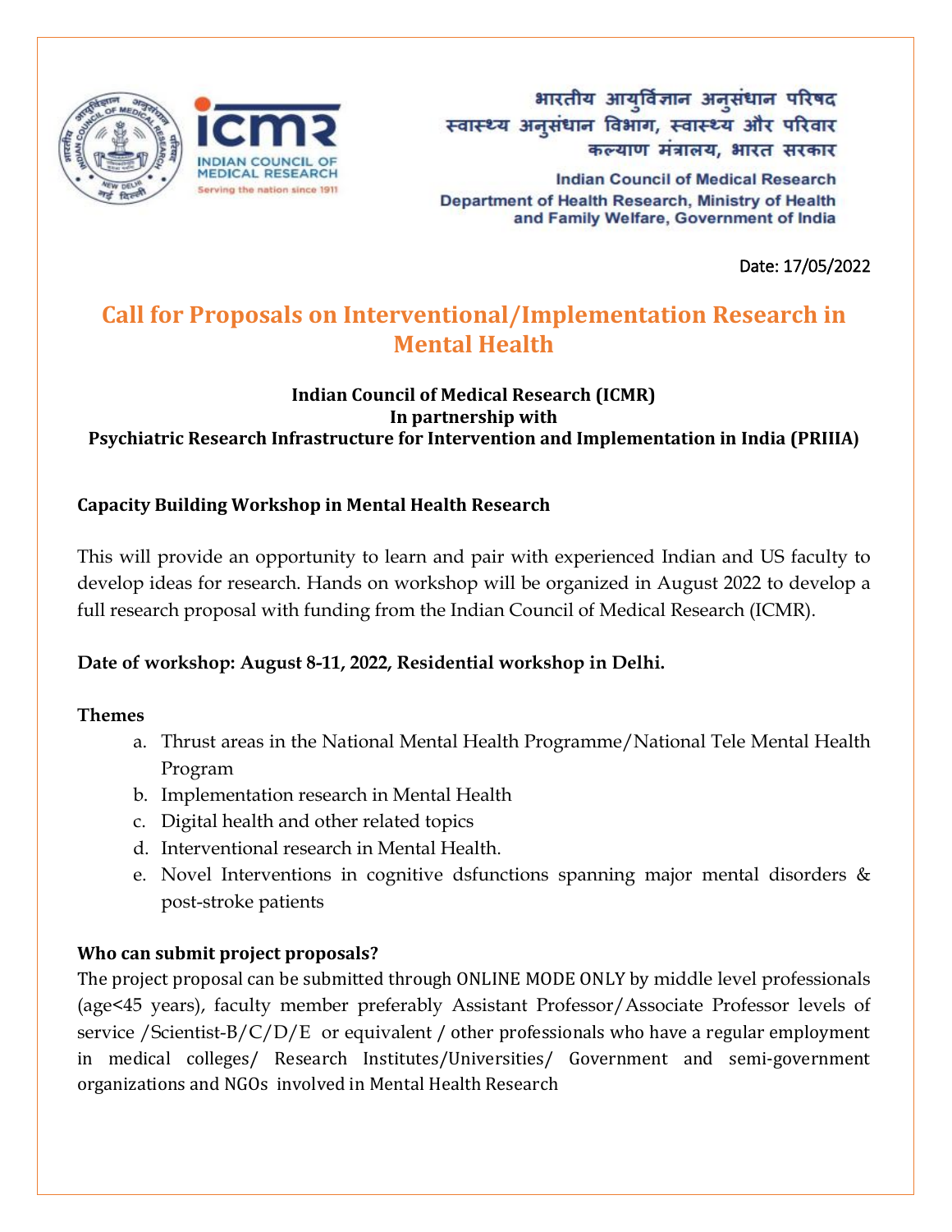भारतीय आयुर्विज्ञान अनुसंधान परिषद
स्वास्थ्य अनुसंधान विभाग, स्वास्थ्य और परिवार
कल्याण मंत्रालय, भारत सरकार

Indian Council of Medical Research
Department of Health Research, Ministry of Health and Family Welfare, Government of India

Date: 17/05/2022

# Call for Proposals on Interventional/Implementation Research in Mental Health

**Indian Council of Medical Research (ICMR)**
**In partnership with**
**Psychiatric Research Infrastructure for Intervention and Implementation in India (PRIIIA)**

### Capacity Building Workshop in Mental Health Research

This will provide an opportunity to learn and pair with experienced Indian and US faculty to develop ideas for research. Hands on workshop will be organized in August 2022 to develop a full research proposal with funding from the Indian Council of Medical Research (ICMR).

**Date of workshop: August 8-11, 2022, Residential workshop in Delhi.**

**Themes**

a. Thrust areas in the National Mental Health Programme/National Tele Mental Health Program
b. Implementation research in Mental Health
c. Digital health and other related topics
d. Interventional research in Mental Health.
e. Novel Interventions in cognitive dsfunctions spanning major mental disorders & post-stroke patients

**Who can submit project proposals?**

The project proposal can be submitted through ONLINE MODE ONLY by middle level professionals (age<45 years), faculty member preferably Assistant Professor/Associate Professor levels of service /Scientist-B/C/D/E or equivalent / other professionals who have a regular employment in medical colleges/ Research Institutes/Universities/ Government and semi-government organizations and NGOs involved in Mental Health Research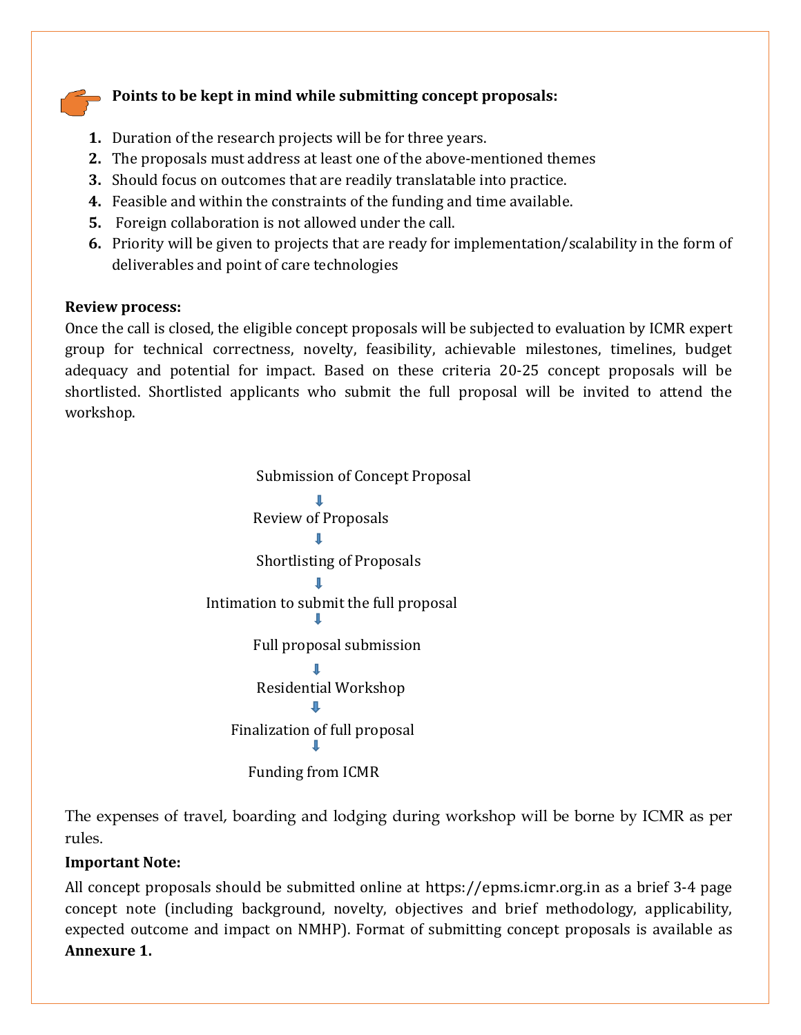**Points to be kept in mind while submitting concept proposals:**

1. Duration of the research projects will be for three years.
2. The proposals must address at least one of the above-mentioned themes
3. Should focus on outcomes that are readily translatable into practice.
4. Feasible and within the constraints of the funding and time available.
5. Foreign collaboration is not allowed under the call.
6. Priority will be given to projects that are ready for implementation/scalability in the form of deliverables and point of care technologies

**Review process:**

Once the call is closed, the eligible concept proposals will be subjected to evaluation by ICMR expert group for technical correctness, novelty, feasibility, achievable milestones, timelines, budget adequacy and potential for impact. Based on these criteria 20-25 concept proposals will be shortlisted. Shortlisted applicants who submit the full proposal will be invited to attend the workshop.

Submission of Concept Proposal

↓

Review of Proposals

↓

Shortlisting of Proposals

↓

Intimation to submit the full proposal

↓

Full proposal submission

↓

Residential Workshop

↓

Finalization of full proposal

↓

Funding from ICMR

The expenses of travel, boarding and lodging during workshop will be borne by ICMR as per rules.

**Important Note:**

All concept proposals should be submitted online at https://epms.icmr.org.in as a brief 3-4 page concept note (including background, novelty, objectives and brief methodology, applicability, expected outcome and impact on NMHP). Format of submitting concept proposals is available as **Annexure 1.**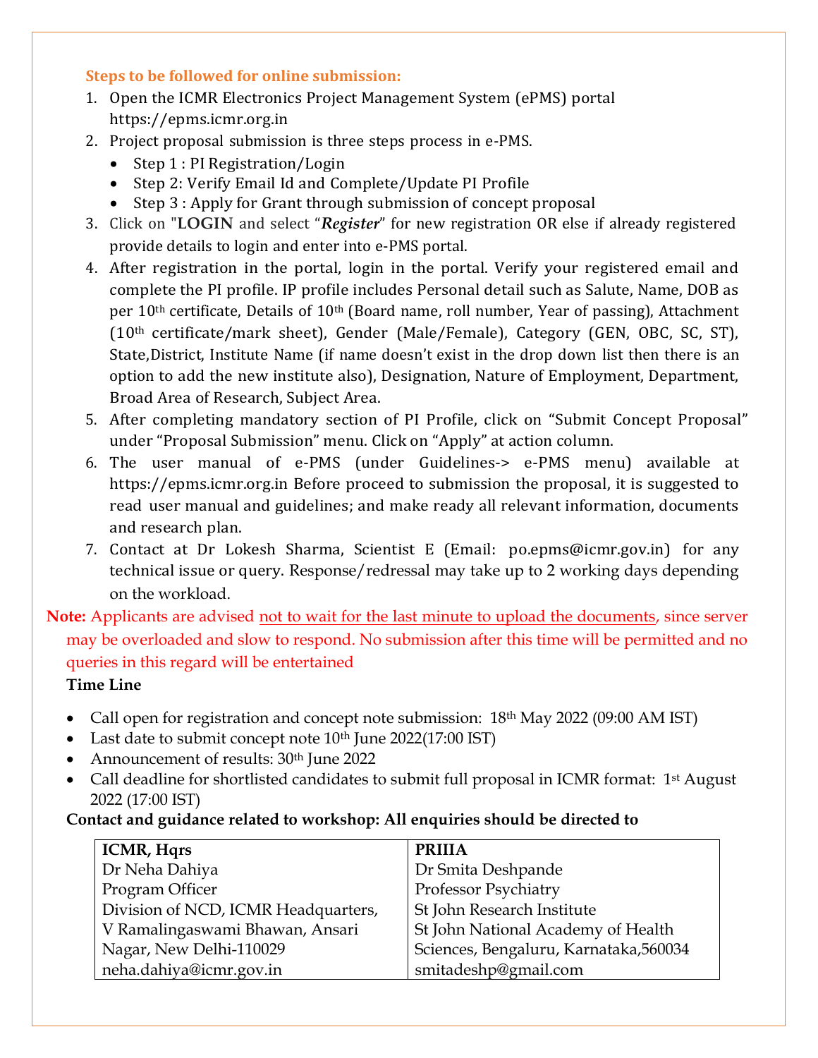### Steps to be followed for online submission:

1. Open the ICMR Electronics Project Management System (ePMS) portal https://epms.icmr.org.in
2. Project proposal submission is three steps process in e-PMS.
   - Step 1 : PI Registration/Login
   - Step 2: Verify Email Id and Complete/Update PI Profile
   - Step 3 : Apply for Grant through submission of concept proposal
3. Click on "**LOGIN** and select "***Register***" for new registration OR else if already registered provide details to login and enter into e-PMS portal.
4. After registration in the portal, login in the portal. Verify your registered email and complete the PI profile. IP profile includes Personal detail such as Salute, Name, DOB as per 10th certificate, Details of 10th (Board name, roll number, Year of passing), Attachment (10th certificate/mark sheet), Gender (Male/Female), Category (GEN, OBC, SC, ST), State,District, Institute Name (if name doesn't exist in the drop down list then there is an option to add the new institute also), Designation, Nature of Employment, Department, Broad Area of Research, Subject Area.
5. After completing mandatory section of PI Profile, click on "Submit Concept Proposal" under "Proposal Submission" menu. Click on "Apply" at action column.
6. The user manual of e-PMS (under Guidelines-> e-PMS menu) available at https://epms.icmr.org.in Before proceed to submission the proposal, it is suggested to read user manual and guidelines; and make ready all relevant information, documents and research plan.
7. Contact at Dr Lokesh Sharma, Scientist E (Email: po.epms@icmr.gov.in) for any technical issue or query. Response/redressal may take up to 2 working days depending on the workload.

**Note:** Applicants are advised not to wait for the last minute to upload the documents, since server may be overloaded and slow to respond. No submission after this time will be permitted and no queries in this regard will be entertained

**Time Line**

- Call open for registration and concept note submission: 18th May 2022 (09:00 AM IST)
- Last date to submit concept note 10th June 2022(17:00 IST)
- Announcement of results: 30th June 2022
- Call deadline for shortlisted candidates to submit full proposal in ICMR format: 1st August 2022 (17:00 IST)

**Contact and guidance related to workshop: All enquiries should be directed to**

| **ICMR, Hqrs** | **PRIIIA** |
|---|---|
| Dr Neha Dahiya<br>Program Officer<br>Division of NCD, ICMR Headquarters,<br>V Ramalingaswami Bhawan, Ansari Nagar, New Delhi-110029<br>neha.dahiya@icmr.gov.in | Dr Smita Deshpande<br>Professor Psychiatry<br>St John Research Institute<br>St John National Academy of Health Sciences, Bengaluru, Karnataka,560034<br>smitadeshp@gmail.com |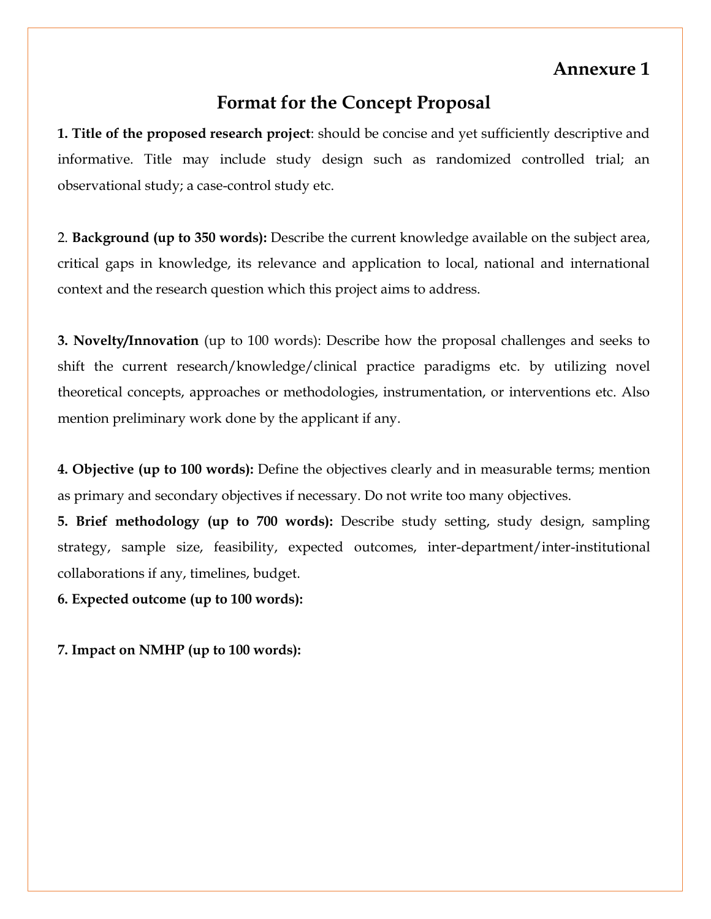**Annexure 1**

# Format for the Concept Proposal

**1. Title of the proposed research project**: should be concise and yet sufficiently descriptive and informative. Title may include study design such as randomized controlled trial; an observational study; a case-control study etc.

2. **Background (up to 350 words):** Describe the current knowledge available on the subject area, critical gaps in knowledge, its relevance and application to local, national and international context and the research question which this project aims to address.

**3. Novelty/Innovation** (up to 100 words): Describe how the proposal challenges and seeks to shift the current research/knowledge/clinical practice paradigms etc. by utilizing novel theoretical concepts, approaches or methodologies, instrumentation, or interventions etc. Also mention preliminary work done by the applicant if any.

**4. Objective (up to 100 words):** Define the objectives clearly and in measurable terms; mention as primary and secondary objectives if necessary. Do not write too many objectives.

**5. Brief methodology (up to 700 words):** Describe study setting, study design, sampling strategy, sample size, feasibility, expected outcomes, inter-department/inter-institutional collaborations if any, timelines, budget.

**6. Expected outcome (up to 100 words):**

**7. Impact on NMHP (up to 100 words):**